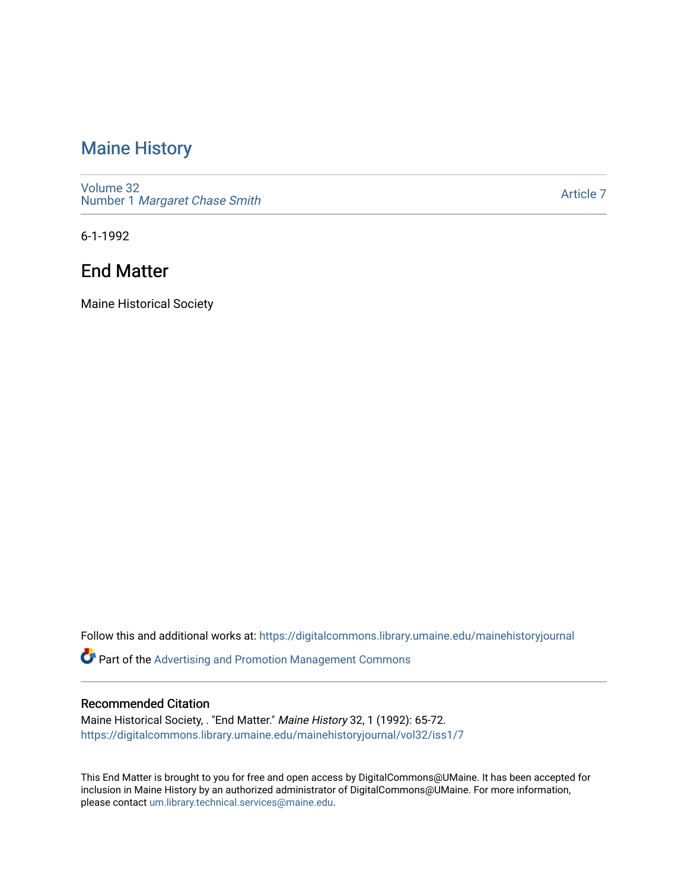# Maine History

Volume 32
Number 1 *Margaret Chase Smith*

Article 7

6-1-1992

## End Matter

Maine Historical Society

Follow this and additional works at: https://digitalcommons.library.umaine.edu/mainehistoryjournal

Part of the Advertising and Promotion Management Commons

### Recommended Citation

Maine Historical Society, . "End Matter." *Maine History* 32, 1 (1992): 65-72.
https://digitalcommons.library.umaine.edu/mainehistoryjournal/vol32/iss1/7

This End Matter is brought to you for free and open access by DigitalCommons@UMaine. It has been accepted for inclusion in Maine History by an authorized administrator of DigitalCommons@UMaine. For more information, please contact um.library.technical.services@maine.edu.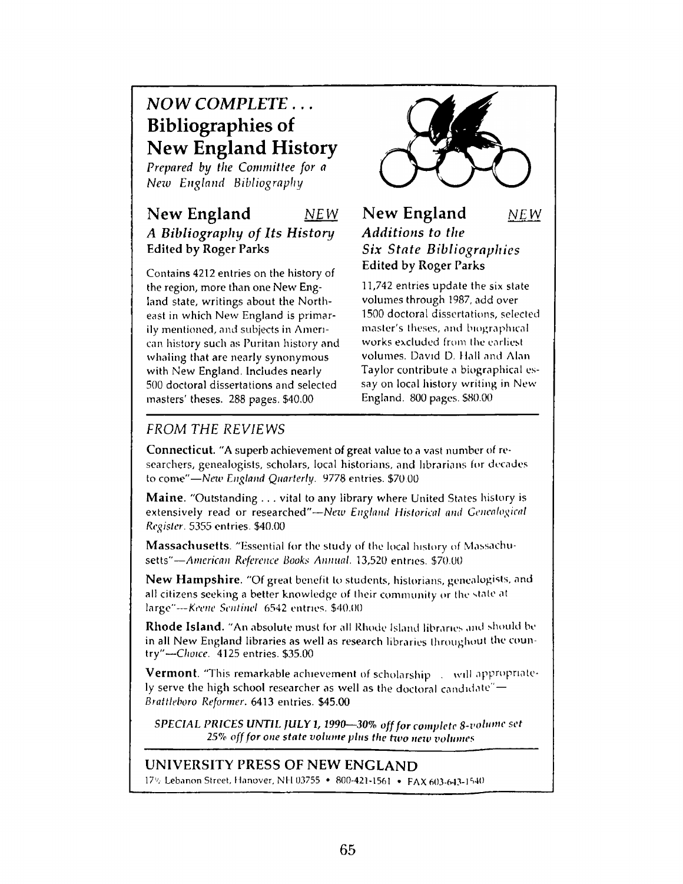*NOW COMPLETE . . .*

# Bibliographies of New England History

*Prepared by the Committee for a New England Bibliography*

## New England — NEW

### *A Bibliography of Its History*

**Edited by Roger Parks**

Contains 4212 entries on the history of the region, more than one New England state, writings about the Northeast in which New England is primarily mentioned, and subjects in American history such as Puritan history and whaling that are nearly synonymous with New England. Includes nearly 500 doctoral dissertations and selected masters' theses. 288 pages. $40.00

## New England — NEW

### *Additions to the Six State Bibliographies*

**Edited by Roger Parks**

11,742 entries update the six state volumes through 1987, add over 1500 doctoral dissertations, selected master's theses, and biographical works excluded from the earliest volumes. David D. Hall and Alan Taylor contribute a biographical essay on local history writing in New England. 800 pages. $80.00

## *FROM THE REVIEWS*

**Connecticut.** "A superb achievement of great value to a vast number of researchers, genealogists, scholars, local historians, and librarians for decades to come"—*New England Quarterly*. 9778 entries. $70.00

**Maine.** "Outstanding . . . vital to any library where United States history is extensively read or researched"—*New England Historical and Genealogical Register*. 5355 entries. $40.00

**Massachusetts.** "Essential for the study of the local history of Massachusetts"—*American Reference Books Annual*. 13,520 entries. $70.00

**New Hampshire.** "Of great benefit to students, historians, genealogists, and all citizens seeking a better knowledge of their community or the state at large"—*Keene Sentinel*. 6542 entries. $40.00

**Rhode Island.** "An absolute must for all Rhode Island libraries and should be in all New England libraries as well as research libraries throughout the country"—*Choice*. 4125 entries. $35.00

**Vermont.** "This remarkable achievement of scholarship . . . will appropriately serve the high school researcher as well as the doctoral candidate"—*Brattleboro Reformer*. 6413 entries. $45.00

*SPECIAL PRICES UNTIL JULY 1, 1990—30% off for complete 8-volume set*
*25% off for one state volume plus the two new volumes*

**UNIVERSITY PRESS OF NEW ENGLAND**

17½ Lebanon Street, Hanover, NH 03755 • 800-421-1561 • FAX 603-643-1540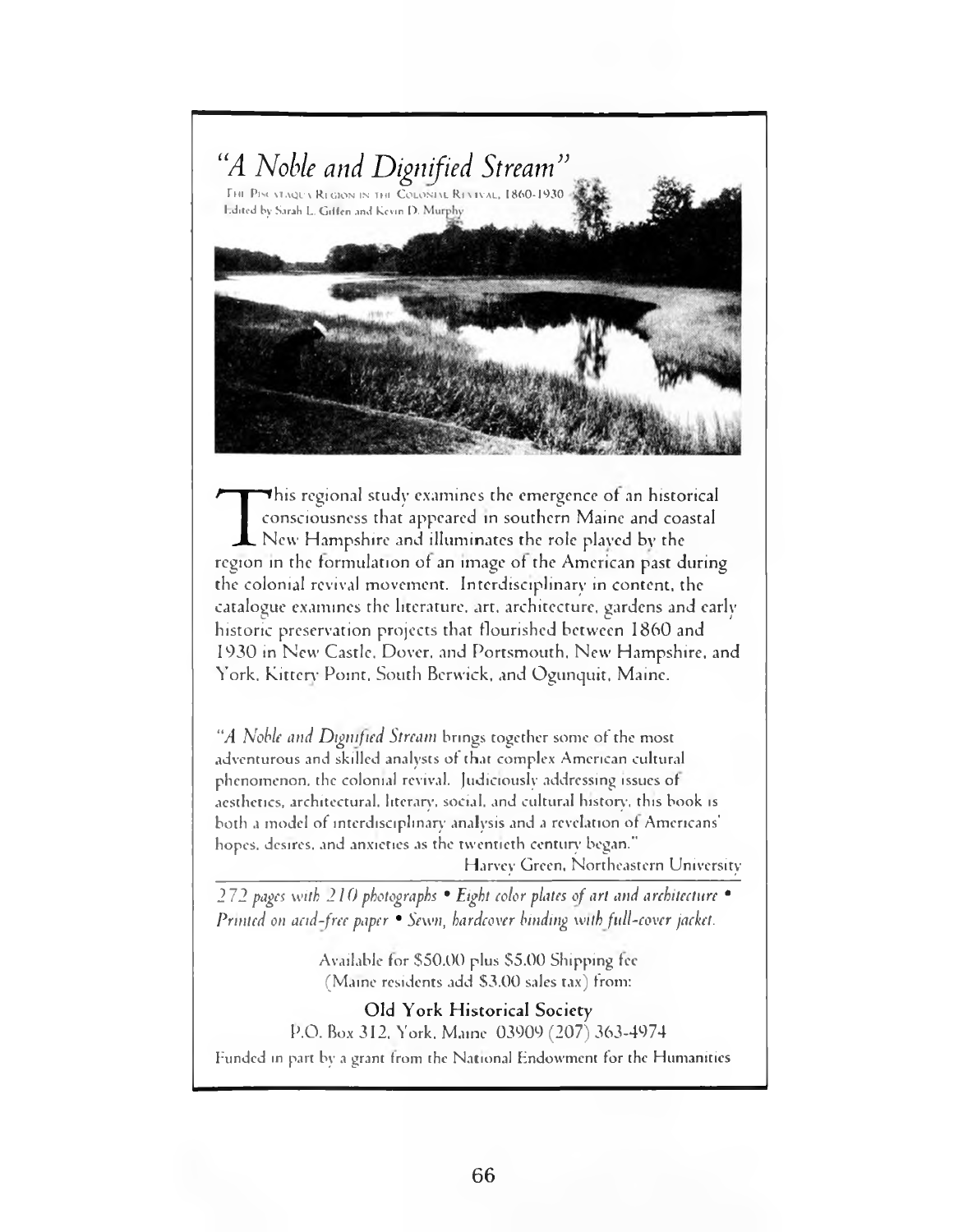# "A Noble and Dignified Stream"

The Piscataqua Region in the Colonial Revival, 1860-1930
Edited by Sarah L. Giffen and Kevin D. Murphy

This regional study examines the emergence of an historical consciousness that appeared in southern Maine and coastal New Hampshire and illuminates the role played by the region in the formulation of an image of the American past during the colonial revival movement. Interdisciplinary in content, the catalogue examines the literature, art, architecture, gardens and early historic preservation projects that flourished between 1860 and 1930 in New Castle, Dover, and Portsmouth, New Hampshire, and York, Kittery Point, South Berwick, and Ogunquit, Maine.

*"A Noble and Dignified Stream* brings together some of the most adventurous and skilled analysts of that complex American cultural phenomenon, the colonial revival. Judiciously addressing issues of aesthetics, architectural, literary, social, and cultural history, this book is both a model of interdisciplinary analysis and a revelation of Americans' hopes, desires, and anxieties as the twentieth century began."

Harvey Green, Northeastern University

*272 pages with 210 photographs • Eight color plates of art and architecture • Printed on acid-free paper • Sewn, hardcover binding with full-cover jacket.*

Available for $50.00 plus $5.00 Shipping fee
(Maine residents add $3.00 sales tax) from:

**Old York Historical Society**
P.O. Box 312, York, Maine 03909 (207) 363-4974

Funded in part by a grant from the National Endowment for the Humanities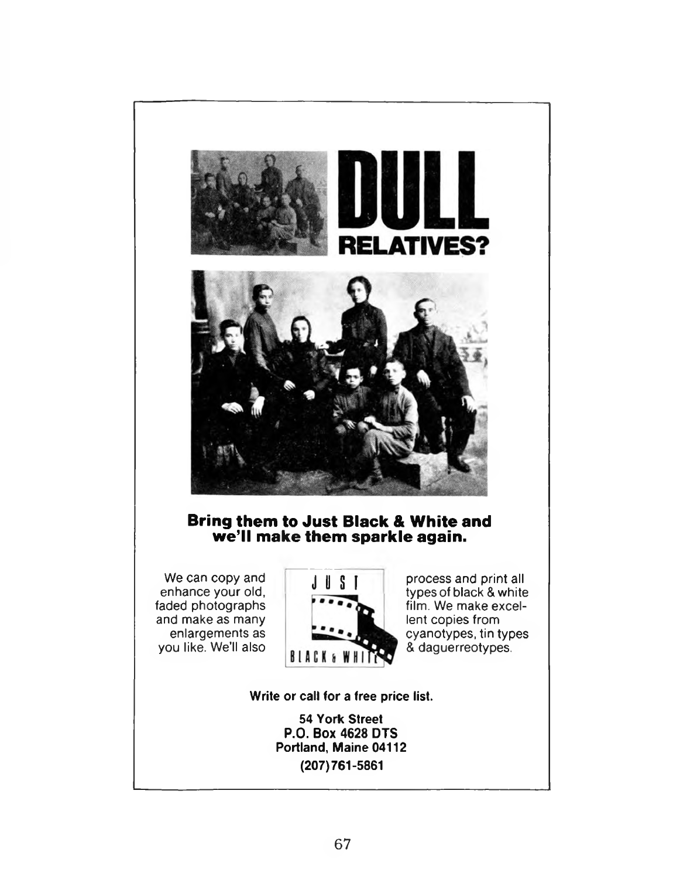# DULL RELATIVES?

**Bring them to Just Black & White and we'll make them sparkle again.**

We can copy and enhance your old, faded photographs and make as many enlargements as you like. We'll also process and print all types of black & white film. We make excellent copies from cyanotypes, tin types & daguerreotypes.

JUST BLACK & WHITE

**Write or call for a free price list.**

**54 York Street**
**P.O. Box 4628 DTS**
**Portland, Maine 04112**
**(207)761-5861**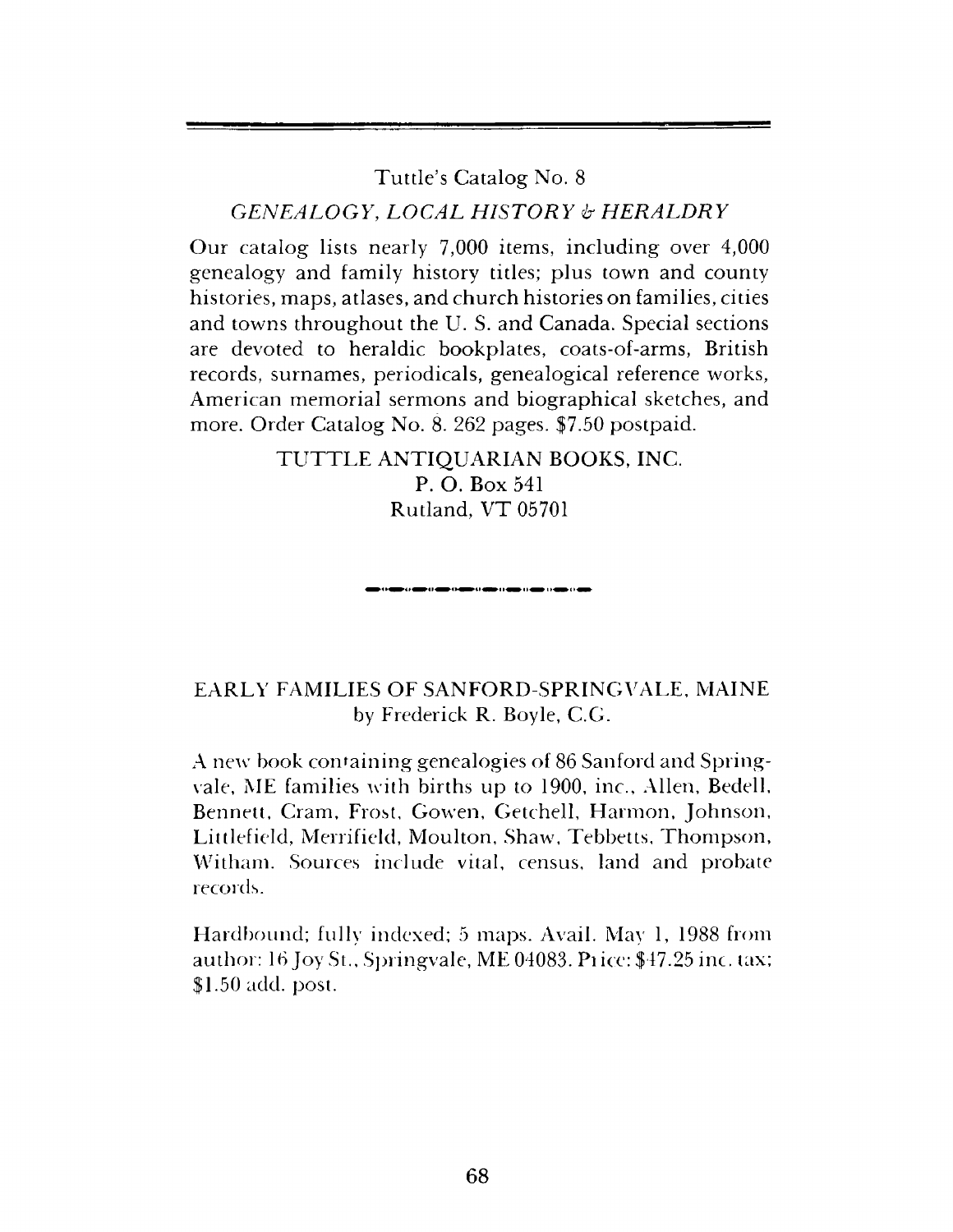Tuttle's Catalog No. 8

*GENEALOGY, LOCAL HISTORY & HERALDRY*

Our catalog lists nearly 7,000 items, including over 4,000 genealogy and family history titles; plus town and county histories, maps, atlases, and church histories on families, cities and towns throughout the U. S. and Canada. Special sections are devoted to heraldic bookplates, coats-of-arms, British records, surnames, periodicals, genealogical reference works, American memorial sermons and biographical sketches, and more. Order Catalog No. 8. 262 pages. $7.50 postpaid.

TUTTLE ANTIQUARIAN BOOKS, INC.
P. O. Box 541
Rutland, VT 05701

---

EARLY FAMILIES OF SANFORD-SPRINGVALE, MAINE
by Frederick R. Boyle, C.G.

A new book containing genealogies of 86 Sanford and Springvale, ME families with births up to 1900, inc., Allen, Bedell, Bennett, Cram, Frost, Gowen, Getchell, Harmon, Johnson, Littlefield, Merrifield, Moulton, Shaw, Tebbetts, Thompson, Witham. Sources include vital, census, land and probate records.

Hardbound; fully indexed; 5 maps. Avail. May 1, 1988 from author: 16 Joy St., Springvale, ME 04083. Price: $47.25 inc. tax; $1.50 add. post.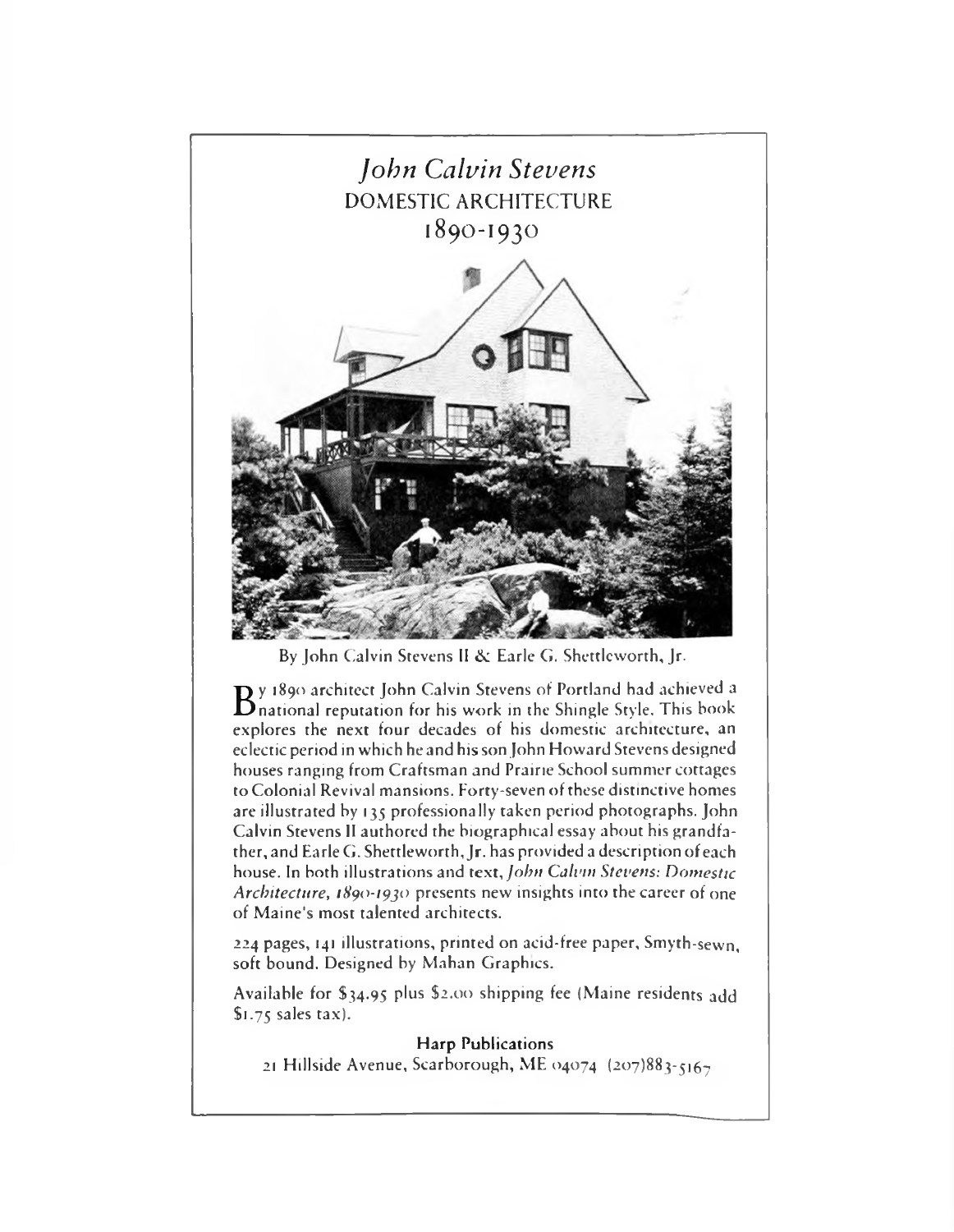# *John Calvin Stevens*
## DOMESTIC ARCHITECTURE
## 1890-1930

By John Calvin Stevens II & Earle G. Shettleworth, Jr.

By 1890 architect John Calvin Stevens of Portland had achieved a national reputation for his work in the Shingle Style. This book explores the next four decades of his domestic architecture, an eclectic period in which he and his son John Howard Stevens designed houses ranging from Craftsman and Prairie School summer cottages to Colonial Revival mansions. Forty-seven of these distinctive homes are illustrated by 135 professionally taken period photographs. John Calvin Stevens II authored the biographical essay about his grandfather, and Earle G. Shettleworth, Jr. has provided a description of each house. In both illustrations and text, *John Calvin Stevens: Domestic Architecture, 1890-1930* presents new insights into the career of one of Maine's most talented architects.

224 pages, 141 illustrations, printed on acid-free paper, Smyth-sewn, soft bound. Designed by Mahan Graphics.

Available for $34.95 plus $2.00 shipping fee (Maine residents add $1.75 sales tax).

**Harp Publications**
21 Hillside Avenue, Scarborough, ME 04074 (207)883-5167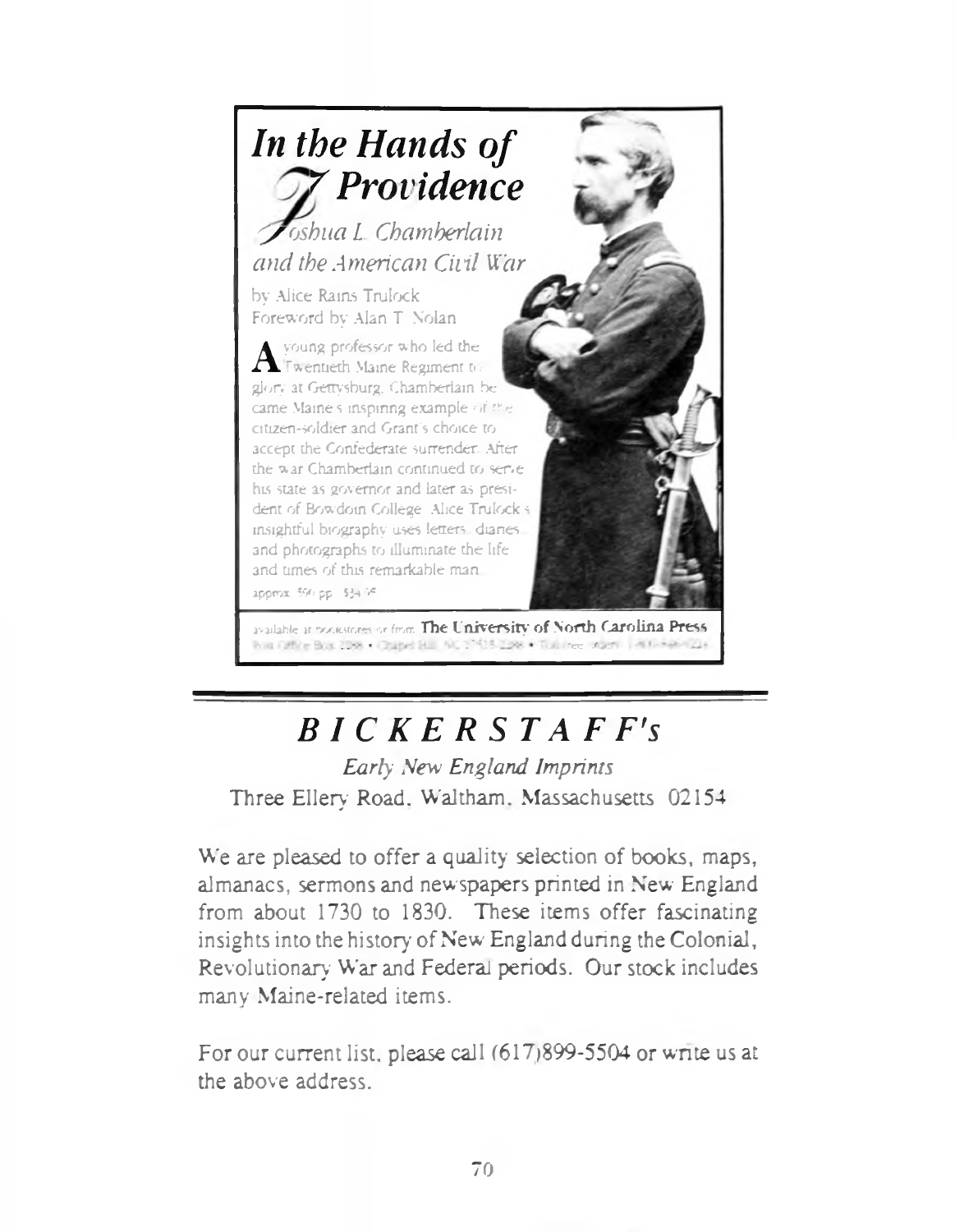# *In the Hands of Providence*

*Joshua L. Chamberlain and the American Civil War*

by Alice Rains Trulock
Foreword by Alan T. Nolan

A young professor who led the Twentieth Maine Regiment to glory at Gettysburg, Chamberlain became Maine's inspiring example of the citizen-soldier and Grant's choice to accept the Confederate surrender. After the war Chamberlain continued to serve his state as governor and later as president of Bowdoin College. Alice Trulock's insightful biography uses letters, diaries, and photographs to illuminate the life and times of this remarkable man.

approx. 550 pp. $34.95

available at bookstores or from **The University of North Carolina Press**
Post Office Box 2288 • Chapel Hill, NC 27515-2288 • Toll-free orders: 1-800-848-6224

---

## *BICKERSTAFF's*

*Early New England Imprints*
Three Ellery Road, Waltham, Massachusetts 02154

We are pleased to offer a quality selection of books, maps, almanacs, sermons and newspapers printed in New England from about 1730 to 1830. These items offer fascinating insights into the history of New England during the Colonial, Revolutionary War and Federal periods. Our stock includes many Maine-related items.

For our current list, please call (617)899-5504 or write us at the above address.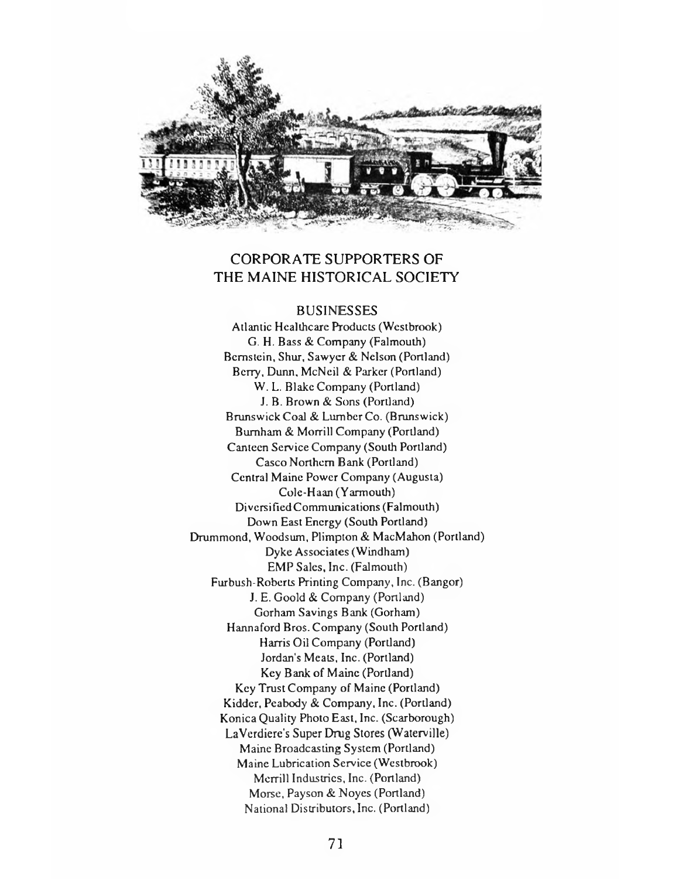# CORPORATE SUPPORTERS OF THE MAINE HISTORICAL SOCIETY

## BUSINESSES

Atlantic Healthcare Products (Westbrook)
G. H. Bass & Company (Falmouth)
Bernstein, Shur, Sawyer & Nelson (Portland)
Berry, Dunn, McNeil & Parker (Portland)
W. L. Blake Company (Portland)
J. B. Brown & Sons (Portland)
Brunswick Coal & Lumber Co. (Brunswick)
Burnham & Morrill Company (Portland)
Canteen Service Company (South Portland)
Casco Northern Bank (Portland)
Central Maine Power Company (Augusta)
Cole-Haan (Yarmouth)
Diversified Communications (Falmouth)
Down East Energy (South Portland)
Drummond, Woodsum, Plimpton & MacMahon (Portland)
Dyke Associates (Windham)
EMP Sales, Inc. (Falmouth)
Furbush-Roberts Printing Company, Inc. (Bangor)
J. E. Goold & Company (Portland)
Gorham Savings Bank (Gorham)
Hannaford Bros. Company (South Portland)
Harris Oil Company (Portland)
Jordan's Meats, Inc. (Portland)
Key Bank of Maine (Portland)
Key Trust Company of Maine (Portland)
Kidder, Peabody & Company, Inc. (Portland)
Konica Quality Photo East, Inc. (Scarborough)
LaVerdiere's Super Drug Stores (Waterville)
Maine Broadcasting System (Portland)
Maine Lubrication Service (Westbrook)
Merrill Industries, Inc. (Portland)
Morse, Payson & Noyes (Portland)
National Distributors, Inc. (Portland)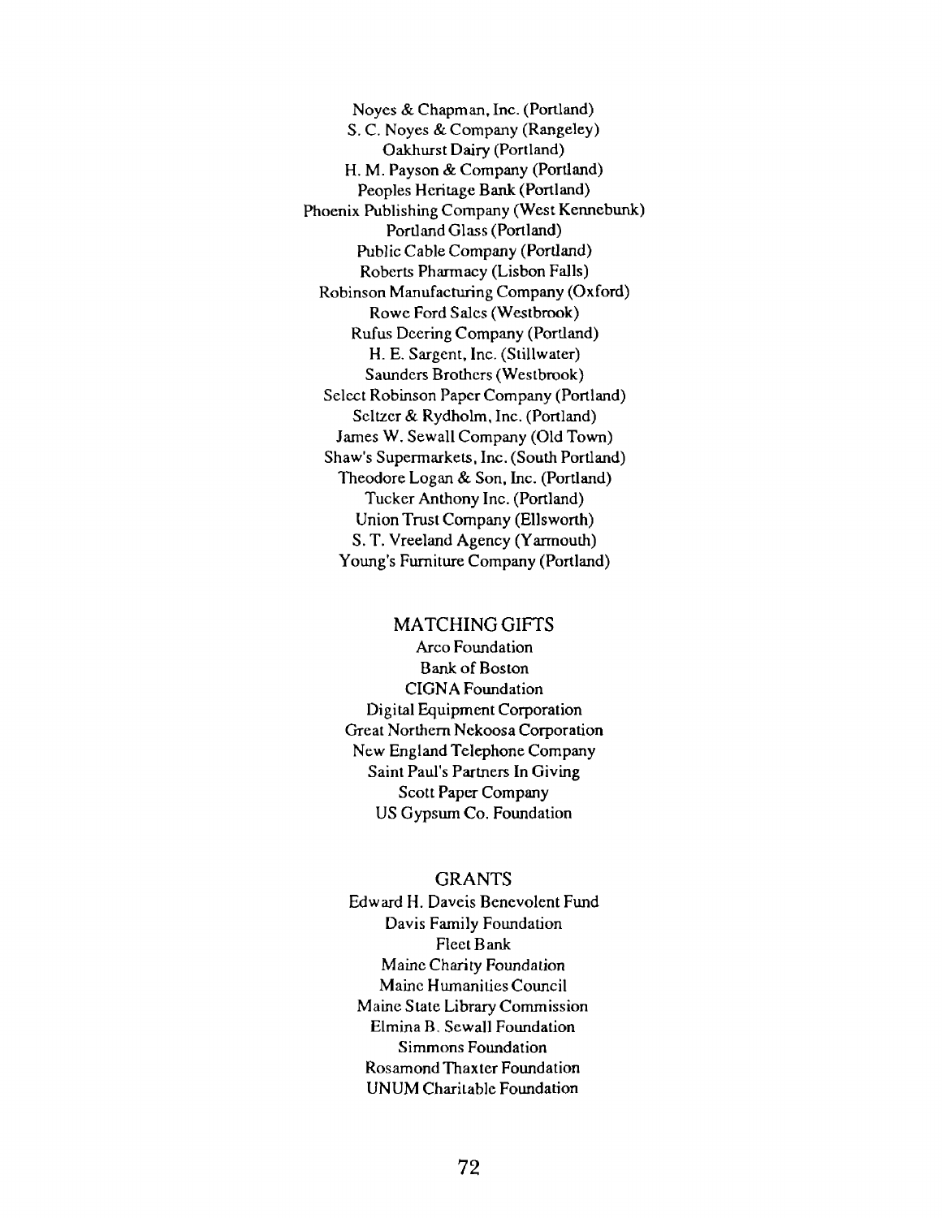Noyes & Chapman, Inc. (Portland)
S. C. Noyes & Company (Rangeley)
Oakhurst Dairy (Portland)
H. M. Payson & Company (Portland)
Peoples Heritage Bank (Portland)
Phoenix Publishing Company (West Kennebunk)
Portland Glass (Portland)
Public Cable Company (Portland)
Roberts Pharmacy (Lisbon Falls)
Robinson Manufacturing Company (Oxford)
Rowe Ford Sales (Westbrook)
Rufus Deering Company (Portland)
H. E. Sargent, Inc. (Stillwater)
Saunders Brothers (Westbrook)
Select Robinson Paper Company (Portland)
Seltzer & Rydholm, Inc. (Portland)
James W. Sewall Company (Old Town)
Shaw's Supermarkets, Inc. (South Portland)
Theodore Logan & Son, Inc. (Portland)
Tucker Anthony Inc. (Portland)
Union Trust Company (Ellsworth)
S. T. Vreeland Agency (Yarmouth)
Young's Furniture Company (Portland)

## MATCHING GIFTS

Arco Foundation
Bank of Boston
CIGNA Foundation
Digital Equipment Corporation
Great Northern Nekoosa Corporation
New England Telephone Company
Saint Paul's Partners In Giving
Scott Paper Company
US Gypsum Co. Foundation

## GRANTS

Edward H. Daveis Benevolent Fund
Davis Family Foundation
Fleet Bank
Maine Charity Foundation
Maine Humanities Council
Maine State Library Commission
Elmina B. Sewall Foundation
Simmons Foundation
Rosamond Thaxter Foundation
UNUM Charitable Foundation